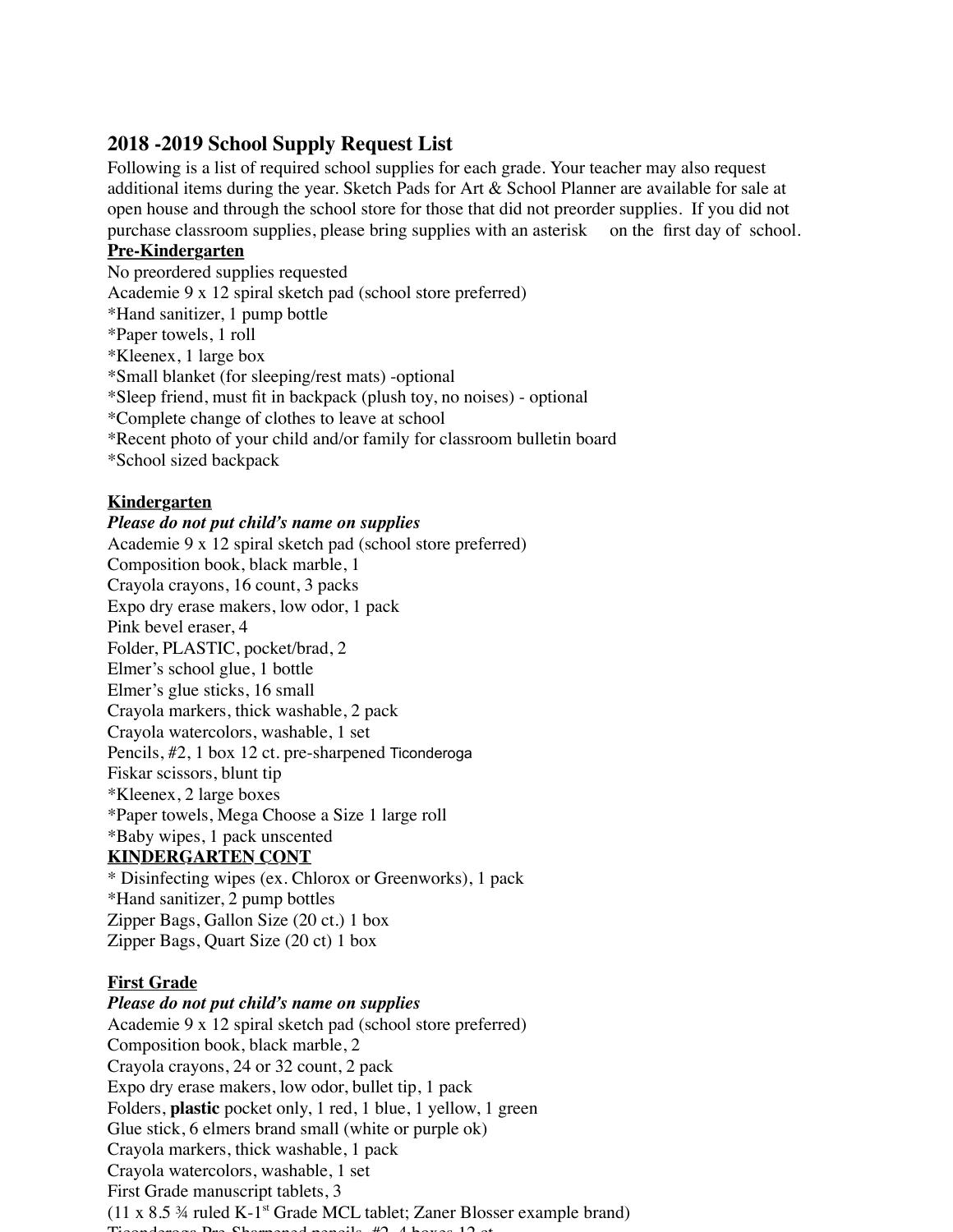## 2018 -2019 School Supply Request List

Following is a list of required school supplies for each grade. Your teacher may also request additional items during the year. Sketch Pads for Art & School Planner are available for sale at open house and through the school store for those that did not preorder supplies. If you did not purchase classroom supplies, please bring supplies with an asterisk on the first day of school.

**Pre-Kindergarten**

No preordered supplies requested
Academie 9 x 12 spiral sketch pad (school store preferred)
*Hand sanitizer, 1 pump bottle
*Paper towels, 1 roll
*Kleenex, 1 large box
*Small blanket (for sleeping/rest mats) -optional
*Sleep friend, must fit in backpack (plush toy, no noises) - optional
*Complete change of clothes to leave at school
*Recent photo of your child and/or family for classroom bulletin board
*School sized backpack

**Kindergarten**

***Please do not put child's name on supplies***

Academie 9 x 12 spiral sketch pad (school store preferred)
Composition book, black marble, 1
Crayola crayons, 16 count, 3 packs
Expo dry erase makers, low odor, 1 pack
Pink bevel eraser, 4
Folder, PLASTIC, pocket/brad, 2
Elmer's school glue, 1 bottle
Elmer's glue sticks, 16 small
Crayola markers, thick washable, 2 pack
Crayola watercolors, washable, 1 set
Pencils, #2, 1 box 12 ct. pre-sharpened Ticonderoga
Fiskar scissors, blunt tip
*Kleenex, 2 large boxes
*Paper towels, Mega Choose a Size 1 large roll
*Baby wipes, 1 pack unscented

**KINDERGARTEN CONT**

* Disinfecting wipes (ex. Chlorox or Greenworks), 1 pack
*Hand sanitizer, 2 pump bottles
Zipper Bags, Gallon Size (20 ct.) 1 box
Zipper Bags, Quart Size (20 ct) 1 box

**First Grade**

***Please do not put child's name on supplies***

Academie 9 x 12 spiral sketch pad (school store preferred)
Composition book, black marble, 2
Crayola crayons, 24 or 32 count, 2 pack
Expo dry erase makers, low odor, bullet tip, 1 pack
Folders, **plastic** pocket only, 1 red, 1 blue, 1 yellow, 1 green
Glue stick, 6 elmers brand small (white or purple ok)
Crayola markers, thick washable, 1 pack
Crayola watercolors, washable, 1 set
First Grade manuscript tablets, 3
(11 x 8.5 ¾ ruled K-1st Grade MCL tablet; Zaner Blosser example brand)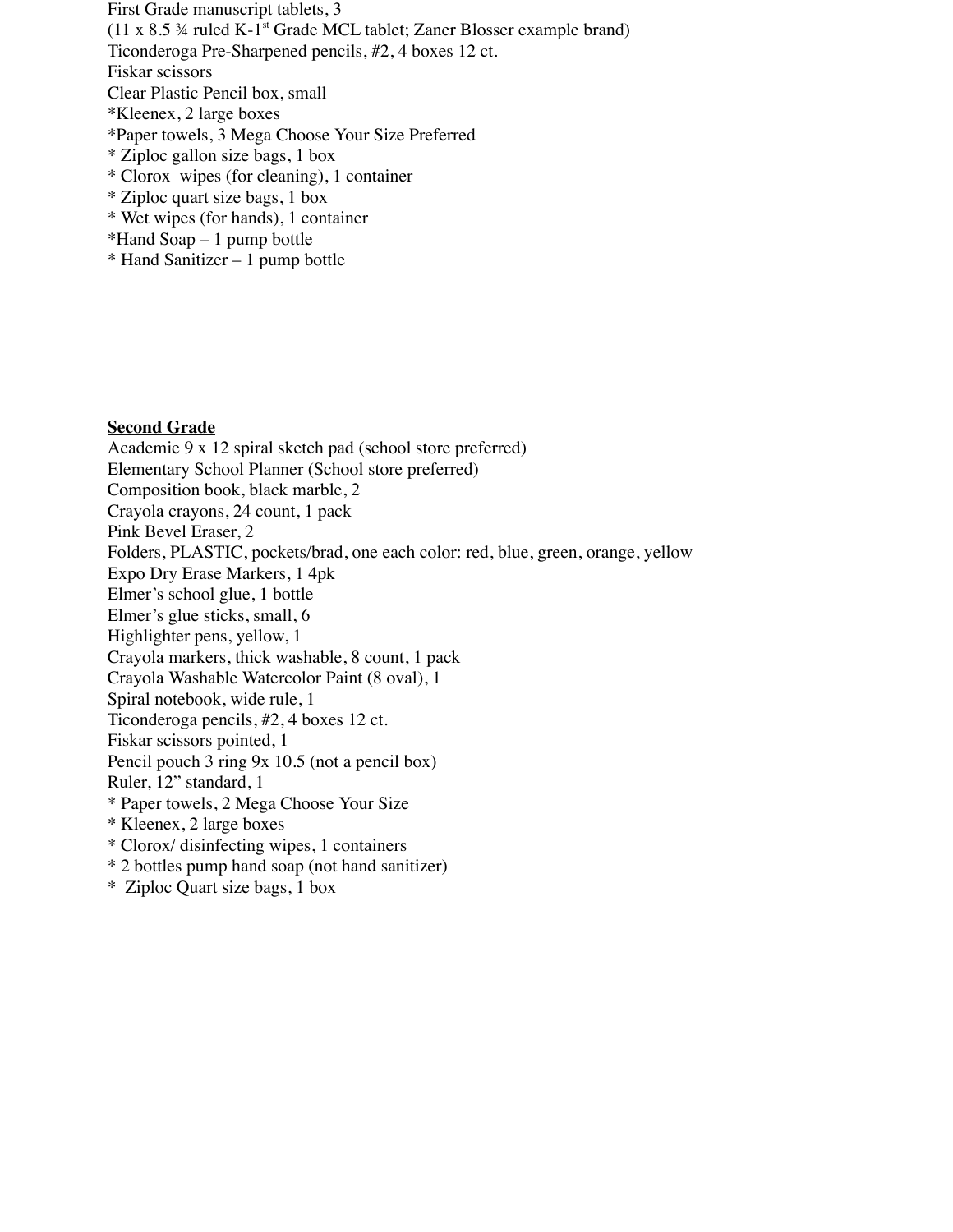First Grade manuscript tablets, 3
(11 x 8.5 ¾ ruled K-1st Grade MCL tablet; Zaner Blosser example brand)
Ticonderoga Pre-Sharpened pencils, #2, 4 boxes 12 ct.
Fiskar scissors
Clear Plastic Pencil box, small
*Kleenex, 2 large boxes
*Paper towels, 3 Mega Choose Your Size Preferred
* Ziploc gallon size bags, 1 box
* Clorox wipes (for cleaning), 1 container
* Ziploc quart size bags, 1 box
* Wet wipes (for hands), 1 container
*Hand Soap – 1 pump bottle
* Hand Sanitizer – 1 pump bottle

**<u>Second Grade</u>**
Academie 9 x 12 spiral sketch pad (school store preferred)
Elementary School Planner (School store preferred)
Composition book, black marble, 2
Crayola crayons, 24 count, 1 pack
Pink Bevel Eraser, 2
Folders, PLASTIC, pockets/brad, one each color: red, blue, green, orange, yellow
Expo Dry Erase Markers, 1 4pk
Elmer's school glue, 1 bottle
Elmer's glue sticks, small, 6
Highlighter pens, yellow, 1
Crayola markers, thick washable, 8 count, 1 pack
Crayola Washable Watercolor Paint (8 oval), 1
Spiral notebook, wide rule, 1
Ticonderoga pencils, #2, 4 boxes 12 ct.
Fiskar scissors pointed, 1
Pencil pouch 3 ring 9x 10.5 (not a pencil box)
Ruler, 12" standard, 1
* Paper towels, 2 Mega Choose Your Size
* Kleenex, 2 large boxes
* Clorox/ disinfecting wipes, 1 containers
* 2 bottles pump hand soap (not hand sanitizer)
* Ziploc Quart size bags, 1 box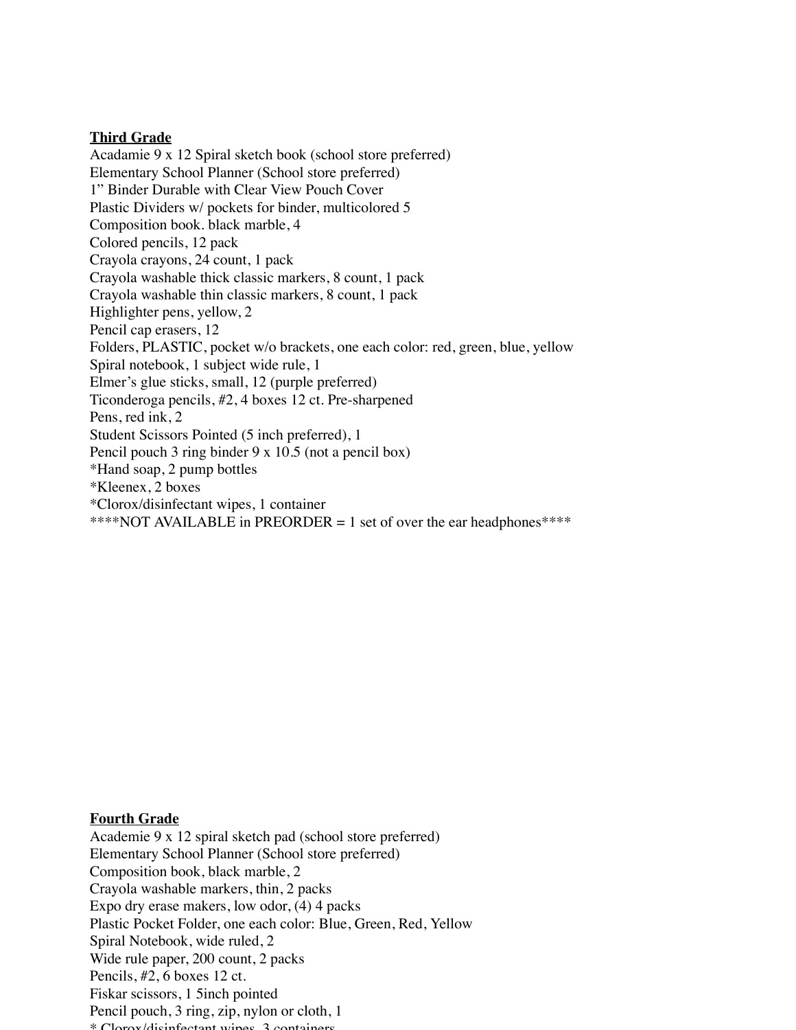**Third Grade**

Acadamie 9 x 12 Spiral sketch book (school store preferred)
Elementary School Planner (School store preferred)
1" Binder Durable with Clear View Pouch Cover
Plastic Dividers w/ pockets for binder, multicolored 5
Composition book. black marble, 4
Colored pencils, 12 pack
Crayola crayons, 24 count, 1 pack
Crayola washable thick classic markers, 8 count, 1 pack
Crayola washable thin classic markers, 8 count, 1 pack
Highlighter pens, yellow, 2
Pencil cap erasers, 12
Folders, PLASTIC, pocket w/o brackets, one each color: red, green, blue, yellow
Spiral notebook, 1 subject wide rule, 1
Elmer's glue sticks, small, 12 (purple preferred)
Ticonderoga pencils, #2, 4 boxes 12 ct. Pre-sharpened
Pens, red ink, 2
Student Scissors Pointed (5 inch preferred), 1
Pencil pouch 3 ring binder 9 x 10.5 (not a pencil box)
*Hand soap, 2 pump bottles
*Kleenex, 2 boxes
*Clorox/disinfectant wipes, 1 container
****NOT AVAILABLE in PREORDER = 1 set of over the ear headphones****

**Fourth Grade**

Academie 9 x 12 spiral sketch pad (school store preferred)
Elementary School Planner (School store preferred)
Composition book, black marble, 2
Crayola washable markers, thin, 2 packs
Expo dry erase makers, low odor, (4) 4 packs
Plastic Pocket Folder, one each color: Blue, Green, Red, Yellow
Spiral Notebook, wide ruled, 2
Wide rule paper, 200 count, 2 packs
Pencils, #2, 6 boxes 12 ct.
Fiskar scissors, 1 5inch pointed
Pencil pouch, 3 ring, zip, nylon or cloth, 1
* Clorox/disinfectant wipes, 3 containers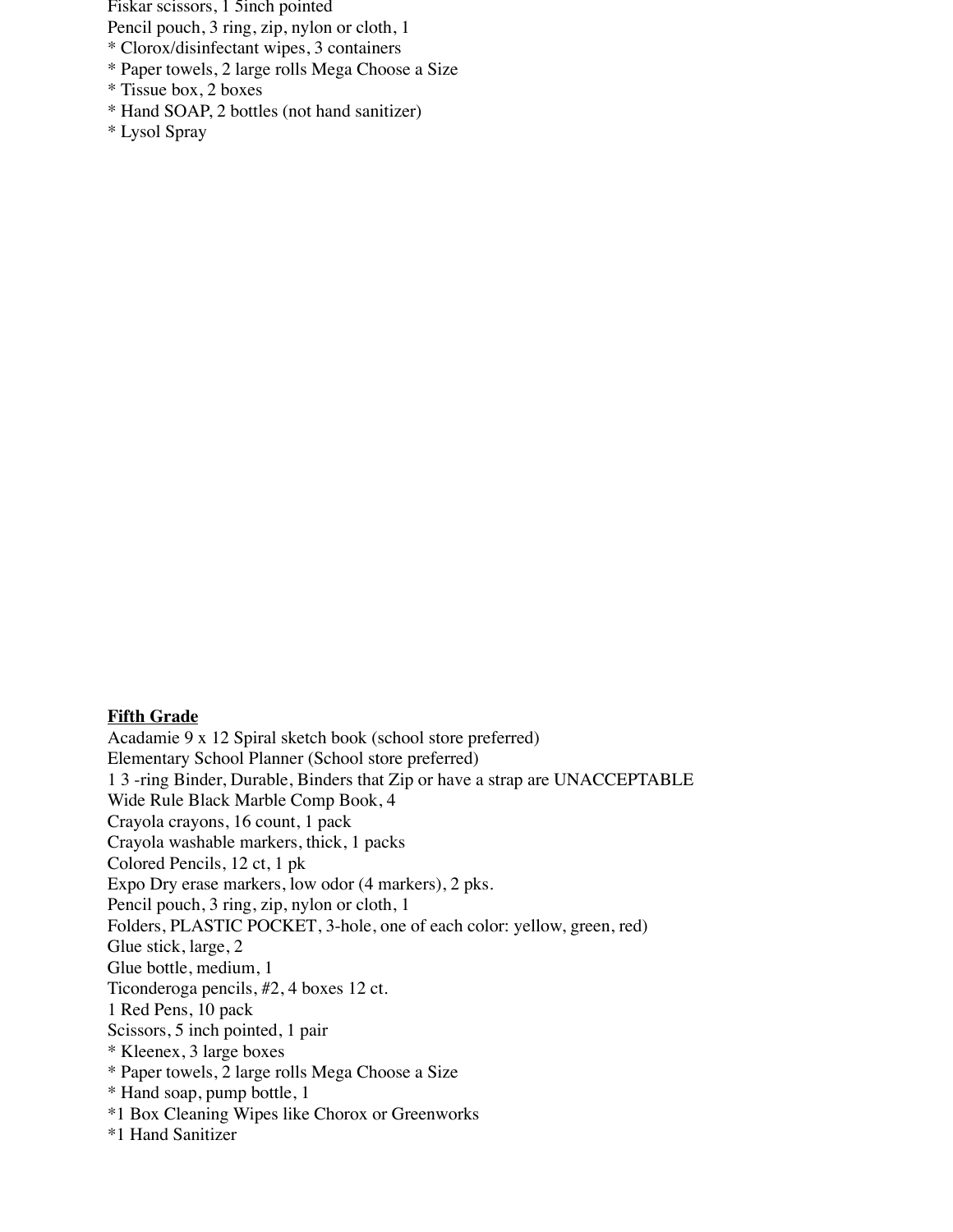Fiskar scissors, 1 5inch pointed
Pencil pouch, 3 ring, zip, nylon or cloth, 1
* Clorox/disinfectant wipes, 3 containers
* Paper towels, 2 large rolls Mega Choose a Size
* Tissue box, 2 boxes
* Hand SOAP, 2 bottles (not hand sanitizer)
* Lysol Spray

**Fifth Grade**

Acadamie 9 x 12 Spiral sketch book (school store preferred)
Elementary School Planner (School store preferred)
1 3 -ring Binder, Durable, Binders that Zip or have a strap are UNACCEPTABLE
Wide Rule Black Marble Comp Book, 4
Crayola crayons, 16 count, 1 pack
Crayola washable markers, thick, 1 packs
Colored Pencils, 12 ct, 1 pk
Expo Dry erase markers, low odor (4 markers), 2 pks.
Pencil pouch, 3 ring, zip, nylon or cloth, 1
Folders, PLASTIC POCKET, 3-hole, one of each color: yellow, green, red)
Glue stick, large, 2
Glue bottle, medium, 1
Ticonderoga pencils, #2, 4 boxes 12 ct.
1 Red Pens, 10 pack
Scissors, 5 inch pointed, 1 pair
* Kleenex, 3 large boxes
* Paper towels, 2 large rolls Mega Choose a Size
* Hand soap, pump bottle, 1
*1 Box Cleaning Wipes like Chorox or Greenworks
*1 Hand Sanitizer